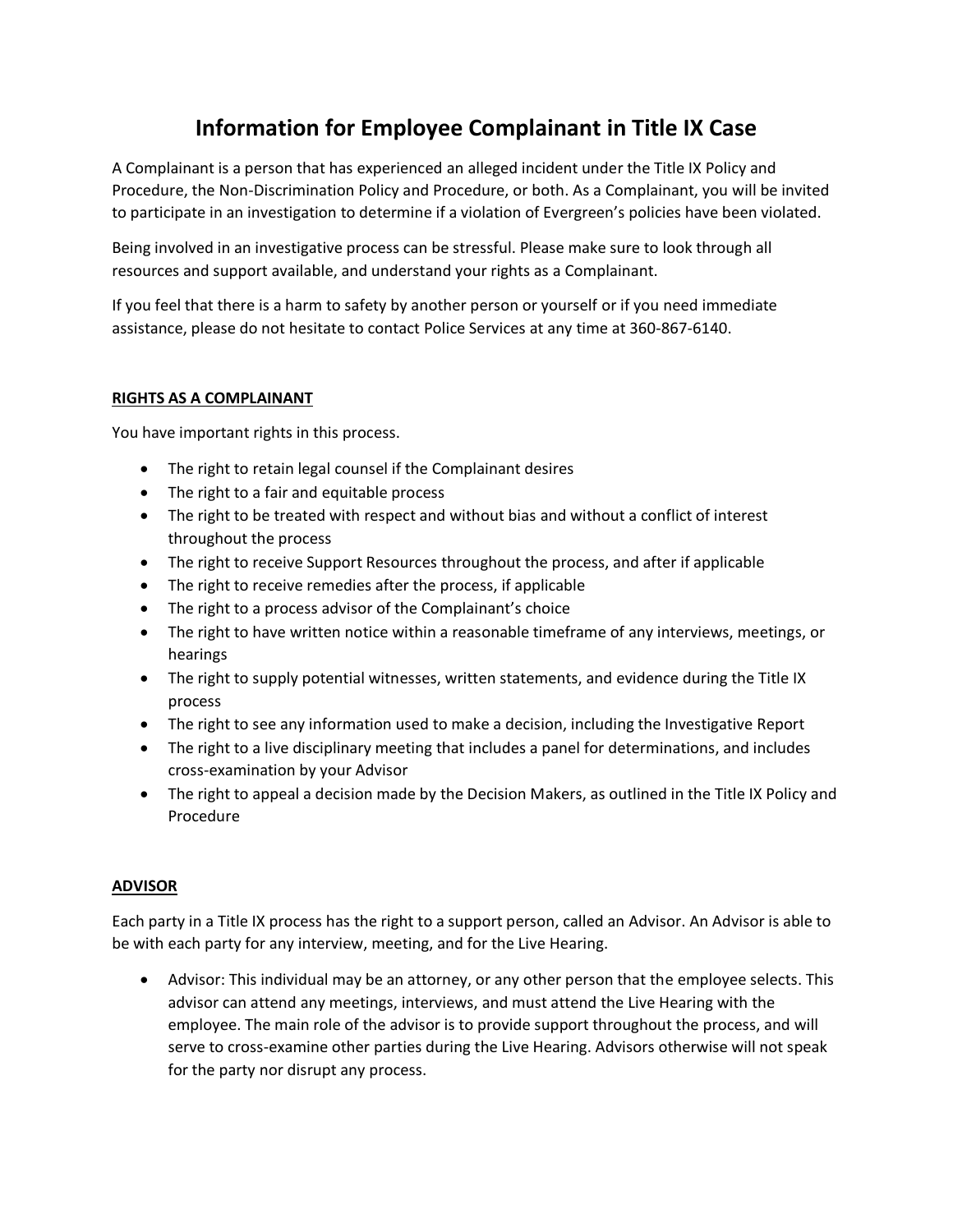# Information for Employee Complainant in Title IX Case

A Complainant is a person that has experienced an alleged incident under the Title IX Policy and Procedure, the Non-Discrimination Policy and Procedure, or both. As a Complainant, you will be invited to participate in an investigation to determine if a violation of Evergreen's policies have been violated.

Being involved in an investigative process can be stressful. Please make sure to look through all resources and support available, and understand your rights as a Complainant.

If you feel that there is a harm to safety by another person or yourself or if you need immediate assistance, please do not hesitate to contact Police Services at any time at 360-867-6140.

## RIGHTS AS A COMPLAINANT

You have important rights in this process.

- The right to retain legal counsel if the Complainant desires
- The right to a fair and equitable process
- The right to be treated with respect and without bias and without a conflict of interest throughout the process
- The right to receive Support Resources throughout the process, and after if applicable
- The right to receive remedies after the process, if applicable
- The right to a process advisor of the Complainant's choice
- The right to have written notice within a reasonable timeframe of any interviews, meetings, or hearings
- The right to supply potential witnesses, written statements, and evidence during the Title IX process
- The right to see any information used to make a decision, including the Investigative Report
- The right to a live disciplinary meeting that includes a panel for determinations, and includes cross-examination by your Advisor
- The right to appeal a decision made by the Decision Makers, as outlined in the Title IX Policy and Procedure

## ADVISOR

Each party in a Title IX process has the right to a support person, called an Advisor. An Advisor is able to be with each party for any interview, meeting, and for the Live Hearing.

- Advisor: This individual may be an attorney, or any other person that the employee selects. This advisor can attend any meetings, interviews, and must attend the Live Hearing with the employee. The main role of the advisor is to provide support throughout the process, and will serve to cross-examine other parties during the Live Hearing. Advisors otherwise will not speak for the party nor disrupt any process.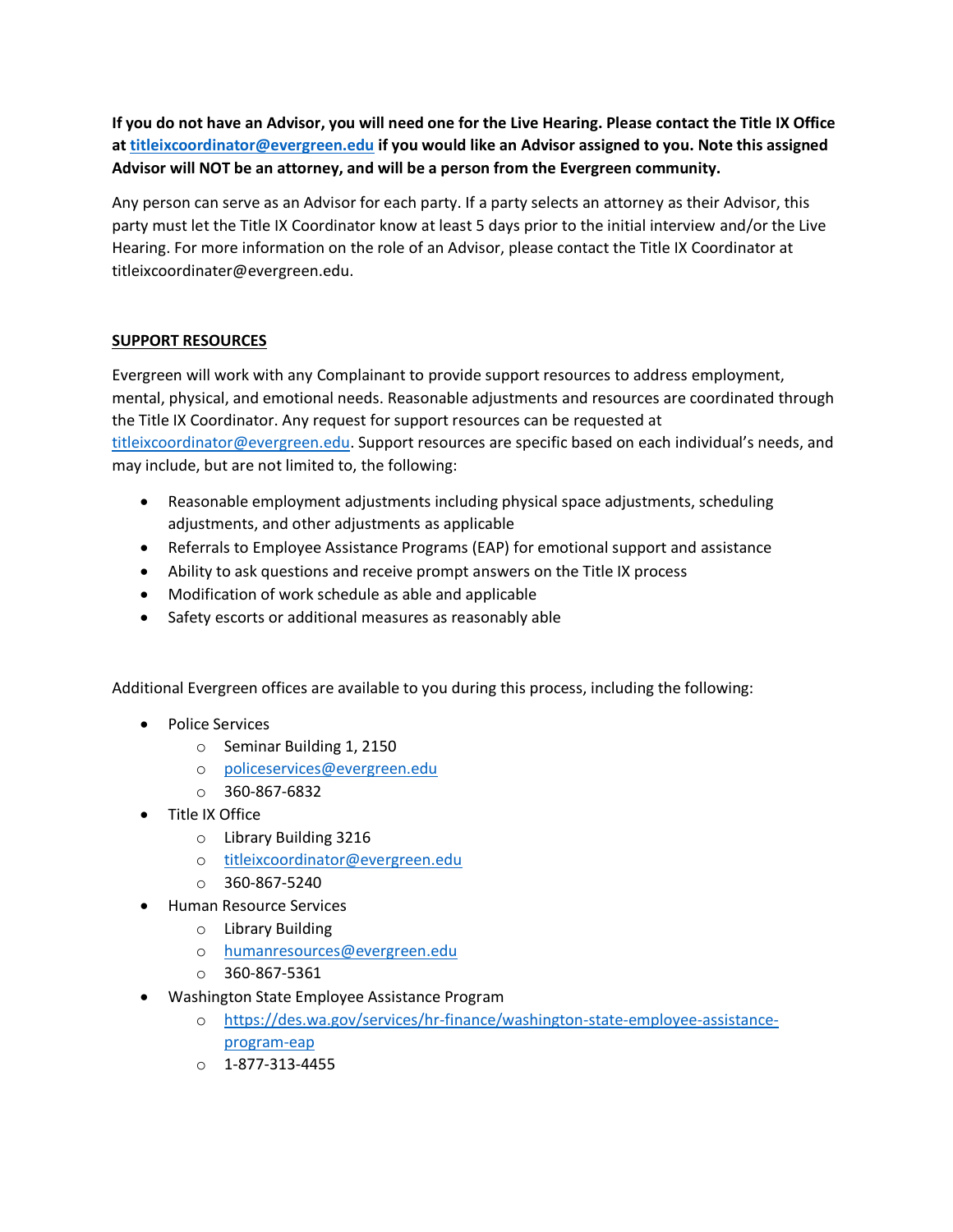**If you do not have an Advisor, you will need one for the Live Hearing. Please contact the Title IX Office at titleixcoordinator@evergreen.edu if you would like an Advisor assigned to you. Note this assigned Advisor will NOT be an attorney, and will be a person from the Evergreen community.**

Any person can serve as an Advisor for each party. If a party selects an attorney as their Advisor, this party must let the Title IX Coordinator know at least 5 days prior to the initial interview and/or the Live Hearing. For more information on the role of an Advisor, please contact the Title IX Coordinator at titleixcoordinater@evergreen.edu.

## SUPPORT RESOURCES

Evergreen will work with any Complainant to provide support resources to address employment, mental, physical, and emotional needs. Reasonable adjustments and resources are coordinated through the Title IX Coordinator. Any request for support resources can be requested at titleixcoordinator@evergreen.edu. Support resources are specific based on each individual's needs, and may include, but are not limited to, the following:

- Reasonable employment adjustments including physical space adjustments, scheduling adjustments, and other adjustments as applicable
- Referrals to Employee Assistance Programs (EAP) for emotional support and assistance
- Ability to ask questions and receive prompt answers on the Title IX process
- Modification of work schedule as able and applicable
- Safety escorts or additional measures as reasonably able

Additional Evergreen offices are available to you during this process, including the following:

- Police Services
  - Seminar Building 1, 2150
  - policeservices@evergreen.edu
  - 360-867-6832
- Title IX Office
  - Library Building 3216
  - titleixcoordinator@evergreen.edu
  - 360-867-5240
- Human Resource Services
  - Library Building
  - humanresources@evergreen.edu
  - 360-867-5361
- Washington State Employee Assistance Program
  - https://des.wa.gov/services/hr-finance/washington-state-employee-assistance-program-eap
  - 1-877-313-4455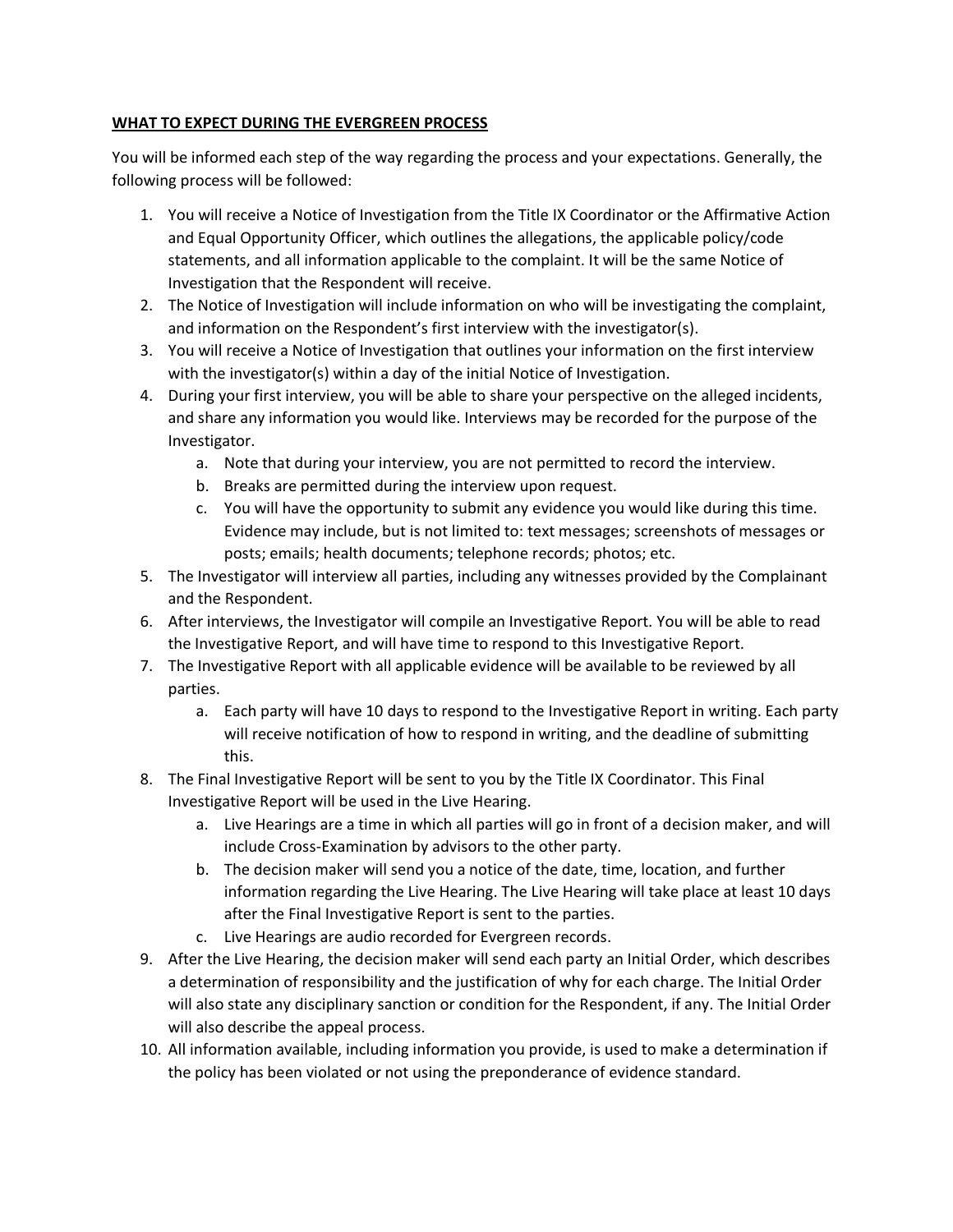**<u>WHAT TO EXPECT DURING THE EVERGREEN PROCESS</u>**

You will be informed each step of the way regarding the process and your expectations. Generally, the following process will be followed:

1. You will receive a Notice of Investigation from the Title IX Coordinator or the Affirmative Action and Equal Opportunity Officer, which outlines the allegations, the applicable policy/code statements, and all information applicable to the complaint. It will be the same Notice of Investigation that the Respondent will receive.
2. The Notice of Investigation will include information on who will be investigating the complaint, and information on the Respondent's first interview with the investigator(s).
3. You will receive a Notice of Investigation that outlines your information on the first interview with the investigator(s) within a day of the initial Notice of Investigation.
4. During your first interview, you will be able to share your perspective on the alleged incidents, and share any information you would like. Interviews may be recorded for the purpose of the Investigator.
   a. Note that during your interview, you are not permitted to record the interview.
   b. Breaks are permitted during the interview upon request.
   c. You will have the opportunity to submit any evidence you would like during this time. Evidence may include, but is not limited to: text messages; screenshots of messages or posts; emails; health documents; telephone records; photos; etc.
5. The Investigator will interview all parties, including any witnesses provided by the Complainant and the Respondent.
6. After interviews, the Investigator will compile an Investigative Report. You will be able to read the Investigative Report, and will have time to respond to this Investigative Report.
7. The Investigative Report with all applicable evidence will be available to be reviewed by all parties.
   a. Each party will have 10 days to respond to the Investigative Report in writing. Each party will receive notification of how to respond in writing, and the deadline of submitting this.
8. The Final Investigative Report will be sent to you by the Title IX Coordinator. This Final Investigative Report will be used in the Live Hearing.
   a. Live Hearings are a time in which all parties will go in front of a decision maker, and will include Cross-Examination by advisors to the other party.
   b. The decision maker will send you a notice of the date, time, location, and further information regarding the Live Hearing. The Live Hearing will take place at least 10 days after the Final Investigative Report is sent to the parties.
   c. Live Hearings are audio recorded for Evergreen records.
9. After the Live Hearing, the decision maker will send each party an Initial Order, which describes a determination of responsibility and the justification of why for each charge. The Initial Order will also state any disciplinary sanction or condition for the Respondent, if any. The Initial Order will also describe the appeal process.
10. All information available, including information you provide, is used to make a determination if the policy has been violated or not using the preponderance of evidence standard.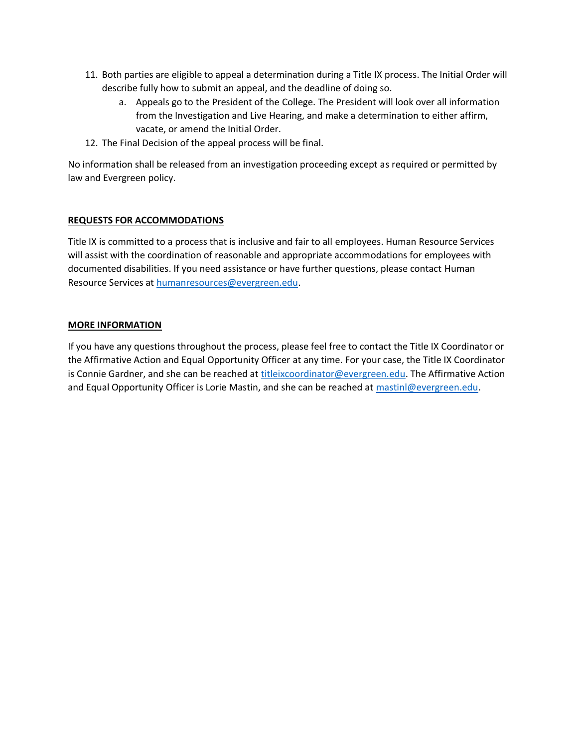11. Both parties are eligible to appeal a determination during a Title IX process. The Initial Order will describe fully how to submit an appeal, and the deadline of doing so.
    a. Appeals go to the President of the College. The President will look over all information from the Investigation and Live Hearing, and make a determination to either affirm, vacate, or amend the Initial Order.
12. The Final Decision of the appeal process will be final.

No information shall be released from an investigation proceeding except as required or permitted by law and Evergreen policy.

## REQUESTS FOR ACCOMMODATIONS

Title IX is committed to a process that is inclusive and fair to all employees. Human Resource Services will assist with the coordination of reasonable and appropriate accommodations for employees with documented disabilities. If you need assistance or have further questions, please contact Human Resource Services at humanresources@evergreen.edu.

## MORE INFORMATION

If you have any questions throughout the process, please feel free to contact the Title IX Coordinator or the Affirmative Action and Equal Opportunity Officer at any time. For your case, the Title IX Coordinator is Connie Gardner, and she can be reached at titleixcoordinator@evergreen.edu. The Affirmative Action and Equal Opportunity Officer is Lorie Mastin, and she can be reached at mastinl@evergreen.edu.